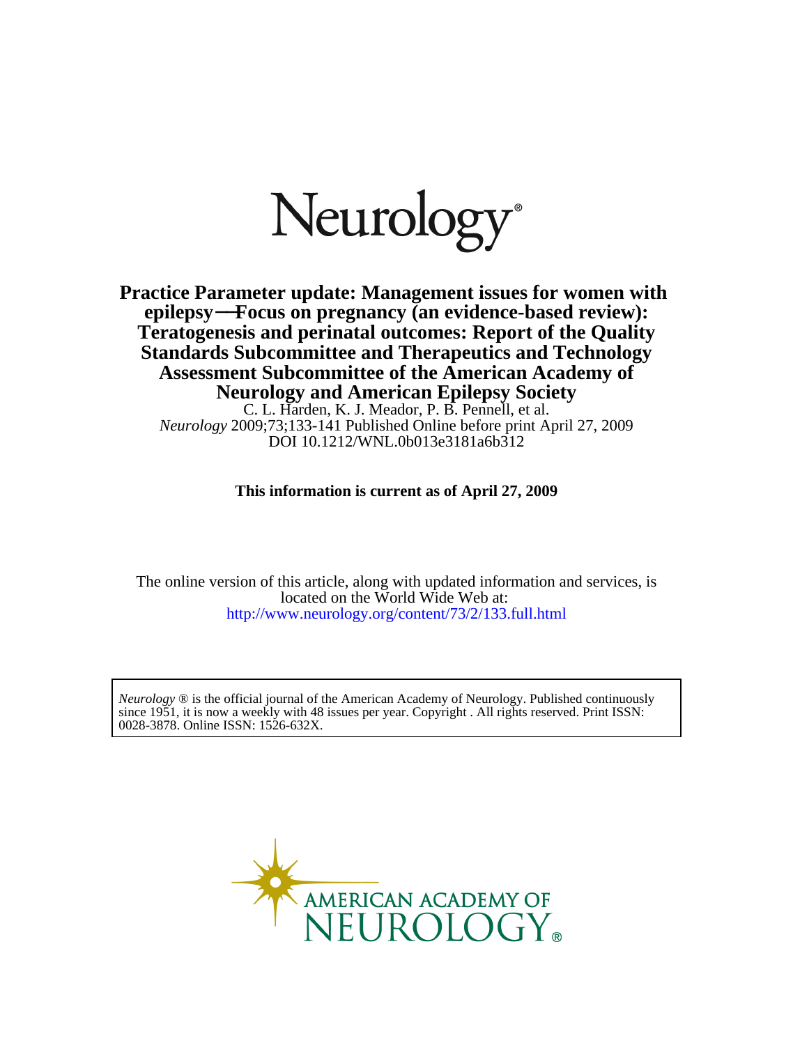# Neurology®

## Practice Parameter update: Management issues for women with epilepsy—Focus on pregnancy (an evidence-based review): Teratogenesis and perinatal outcomes: Report of the Quality Standards Subcommittee and Therapeutics and Technology Assessment Subcommittee of the American Academy of Neurology and American Epilepsy Society

C. L. Harden, K. J. Meador, P. B. Pennell, et al.

*Neurology* 2009;73;133-141 Published Online before print April 27, 2009

DOI 10.1212/WNL.0b013e3181a6b312

**This information is current as of April 27, 2009**

The online version of this article, along with updated information and services, is located on the World Wide Web at:

http://www.neurology.org/content/73/2/133.full.html

*Neurology* ® is the official journal of the American Academy of Neurology. Published continuously since 1951, it is now a weekly with 48 issues per year. Copyright . All rights reserved. Print ISSN: 0028-3878. Online ISSN: 1526-632X.

AMERICAN ACADEMY OF NEUROLOGY®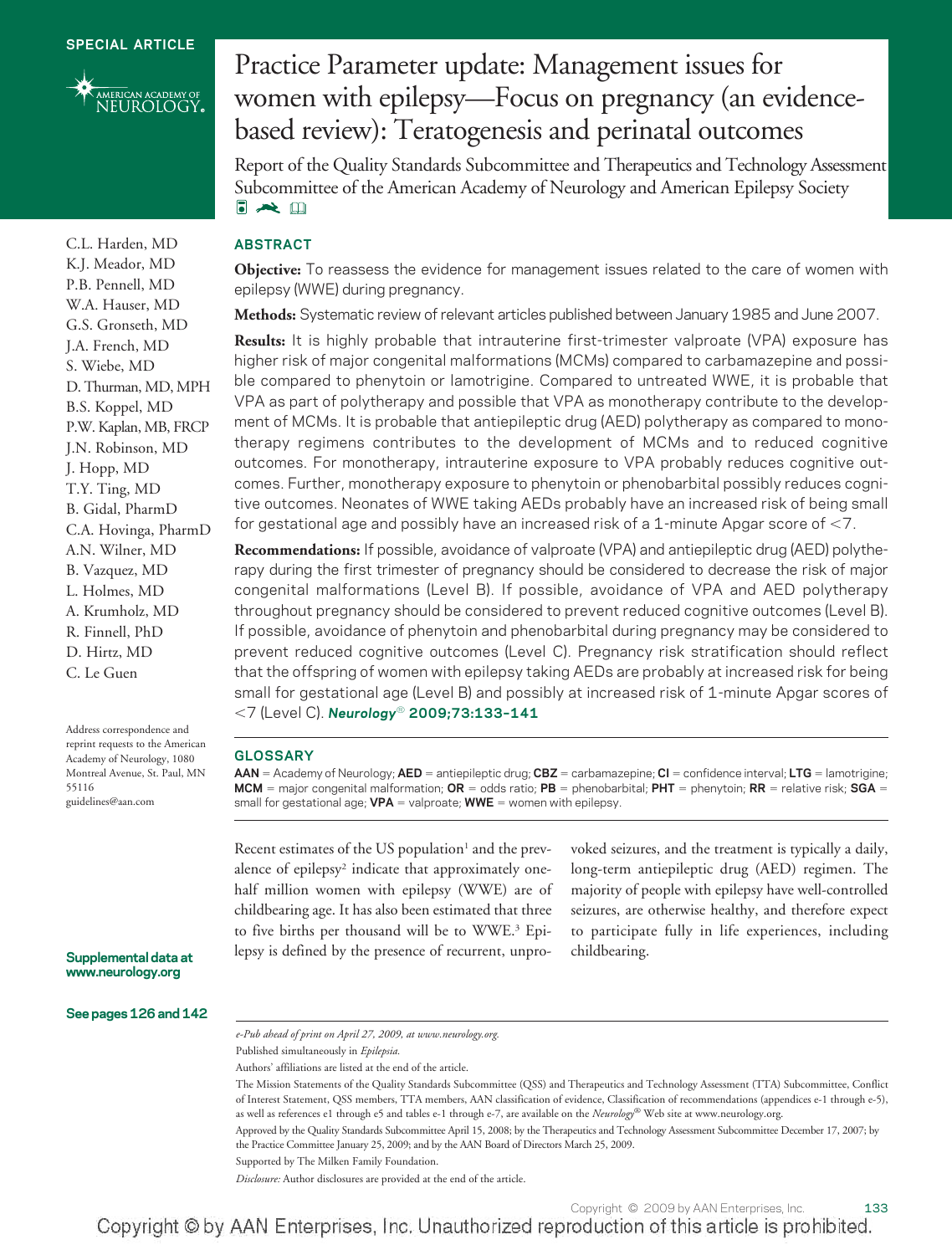SPECIAL ARTICLE

# Practice Parameter update: Management issues for women with epilepsy—Focus on pregnancy (an evidence-based review): Teratogenesis and perinatal outcomes

Report of the Quality Standards Subcommittee and Therapeutics and Technology Assessment Subcommittee of the American Academy of Neurology and American Epilepsy Society

C.L. Harden, MD
K.J. Meador, MD
P.B. Pennell, MD
W.A. Hauser, MD
G.S. Gronseth, MD
J.A. French, MD
S. Wiebe, MD
D. Thurman, MD, MPH
B.S. Koppel, MD
P.W. Kaplan, MB, FRCP
J.N. Robinson, MD
J. Hopp, MD
T.Y. Ting, MD
B. Gidal, PharmD
C.A. Hovinga, PharmD
A.N. Wilner, MD
B. Vazquez, MD
L. Holmes, MD
A. Krumholz, MD
R. Finnell, PhD
D. Hirtz, MD
C. Le Guen

Address correspondence and reprint requests to the American Academy of Neurology, 1080 Montreal Avenue, St. Paul, MN 55116
guidelines@aan.com

Supplemental data at www.neurology.org

See pages 126 and 142

## ABSTRACT

**Objective:** To reassess the evidence for management issues related to the care of women with epilepsy (WWE) during pregnancy.

**Methods:** Systematic review of relevant articles published between January 1985 and June 2007.

**Results:** It is highly probable that intrauterine first-trimester valproate (VPA) exposure has higher risk of major congenital malformations (MCMs) compared to carbamazepine and possible compared to phenytoin or lamotrigine. Compared to untreated WWE, it is probable that VPA as part of polytherapy and possible that VPA as monotherapy contribute to the development of MCMs. It is probable that antiepileptic drug (AED) polytherapy as compared to monotherapy regimens contributes to the development of MCMs and to reduced cognitive outcomes. For monotherapy, intrauterine exposure to VPA probably reduces cognitive outcomes. Further, monotherapy exposure to phenytoin or phenobarbital possibly reduces cognitive outcomes. Neonates of WWE taking AEDs probably have an increased risk of being small for gestational age and possibly have an increased risk of a 1-minute Apgar score of <7.

**Recommendations:** If possible, avoidance of valproate (VPA) and antiepileptic drug (AED) polytherapy during the first trimester of pregnancy should be considered to decrease the risk of major congenital malformations (Level B). If possible, avoidance of VPA and AED polytherapy throughout pregnancy should be considered to prevent reduced cognitive outcomes (Level B). If possible, avoidance of phenytoin and phenobarbital during pregnancy may be considered to prevent reduced cognitive outcomes (Level C). Pregnancy risk stratification should reflect that the offspring of women with epilepsy taking AEDs are probably at increased risk for being small for gestational age (Level B) and possibly at increased risk of 1-minute Apgar scores of <7 (Level C). *Neurology*® **2009;73:133–141**

## GLOSSARY

**AAN** = Academy of Neurology; **AED** = antiepileptic drug; **CBZ** = carbamazepine; **CI** = confidence interval; **LTG** = lamotrigine; **MCM** = major congenital malformation; **OR** = odds ratio; **PB** = phenobarbital; **PHT** = phenytoin; **RR** = relative risk; **SGA** = small for gestational age; **VPA** = valproate; **WWE** = women with epilepsy.

Recent estimates of the US population[1] and the prevalence of epilepsy[2] indicate that approximately one-half million women with epilepsy (WWE) are of childbearing age. It has also been estimated that three to five births per thousand will be to WWE.[3] Epilepsy is defined by the presence of recurrent, unprovoked seizures, and the treatment is typically a daily, long-term antiepileptic drug (AED) regimen. The majority of people with epilepsy have well-controlled seizures, are otherwise healthy, and therefore expect to participate fully in life experiences, including childbearing.

*e-Pub ahead of print on April 27, 2009, at www.neurology.org.*

Published simultaneously in *Epilepsia.*

Authors' affiliations are listed at the end of the article.

The Mission Statements of the Quality Standards Subcommittee (QSS) and Therapeutics and Technology Assessment (TTA) Subcommittee, Conflict of Interest Statement, QSS members, TTA members, AAN classification of evidence, Classification of recommendations (appendices e-1 through e-5), as well as references e1 through e5 and tables e-1 through e-7, are available on the *Neurology*® Web site at www.neurology.org.

Approved by the Quality Standards Subcommittee April 15, 2008; by the Therapeutics and Technology Assessment Subcommittee December 17, 2007; by the Practice Committee January 25, 2009; and by the AAN Board of Directors March 25, 2009.

Supported by The Milken Family Foundation.

*Disclosure:* Author disclosures are provided at the end of the article.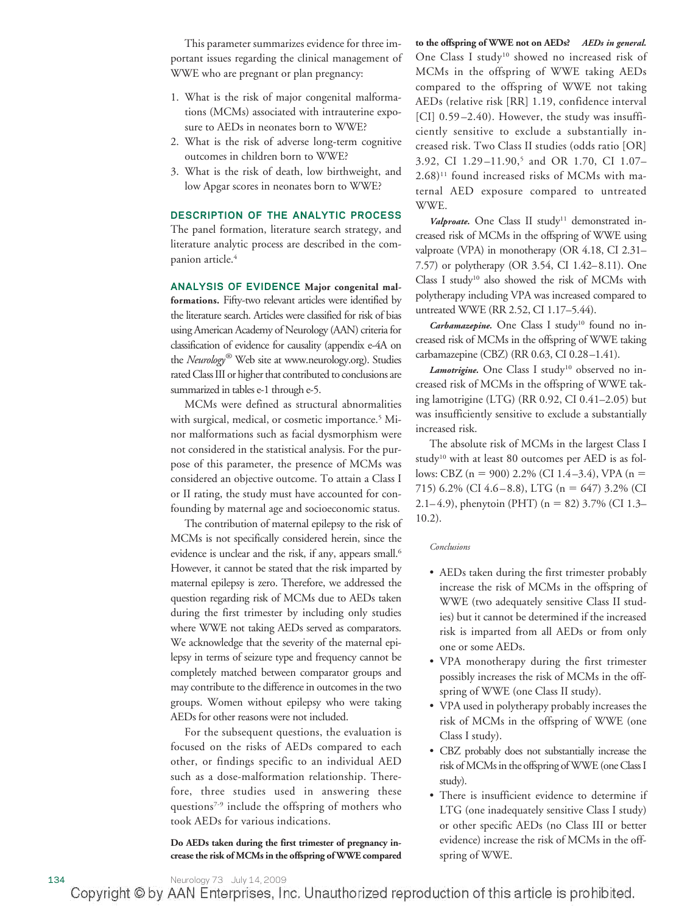This parameter summarizes evidence for three important issues regarding the clinical management of WWE who are pregnant or plan pregnancy:

1. What is the risk of major congenital malformations (MCMs) associated with intrauterine exposure to AEDs in neonates born to WWE?
2. What is the risk of adverse long-term cognitive outcomes in children born to WWE?
3. What is the risk of death, low birthweight, and low Apgar scores in neonates born to WWE?

## DESCRIPTION OF THE ANALYTIC PROCESS

The panel formation, literature search strategy, and literature analytic process are described in the companion article.[4]

## ANALYSIS OF EVIDENCE

**Major congenital malformations.** Fifty-two relevant articles were identified by the literature search. Articles were classified for risk of bias using American Academy of Neurology (AAN) criteria for classification of evidence for causality (appendix e-4A on the *Neurology®* Web site at www.neurology.org). Studies rated Class III or higher that contributed to conclusions are summarized in tables e-1 through e-5.

MCMs were defined as structural abnormalities with surgical, medical, or cosmetic importance.[5] Minor malformations such as facial dysmorphism were not considered in the statistical analysis. For the purpose of this parameter, the presence of MCMs was considered an objective outcome. To attain a Class I or II rating, the study must have accounted for confounding by maternal age and socioeconomic status.

The contribution of maternal epilepsy to the risk of MCMs is not specifically considered herein, since the evidence is unclear and the risk, if any, appears small.[6] However, it cannot be stated that the risk imparted by maternal epilepsy is zero. Therefore, we addressed the question regarding risk of MCMs due to AEDs taken during the first trimester by including only studies where WWE not taking AEDs served as comparators. We acknowledge that the severity of the maternal epilepsy in terms of seizure type and frequency cannot be completely matched between comparator groups and may contribute to the difference in outcomes in the two groups. Women without epilepsy who were taking AEDs for other reasons were not included.

For the subsequent questions, the evaluation is focused on the risks of AEDs compared to each other, or findings specific to an individual AED such as a dose-malformation relationship. Therefore, three studies used in answering these questions[7-9] include the offspring of mothers who took AEDs for various indications.

**Do AEDs taken during the first trimester of pregnancy increase the risk of MCMs in the offspring of WWE compared to the offspring of WWE not on AEDs?** ***AEDs in general.*** One Class I study[10] showed no increased risk of MCMs in the offspring of WWE taking AEDs compared to the offspring of WWE not taking AEDs (relative risk [RR] 1.19, confidence interval [CI] 0.59–2.40). However, the study was insufficiently sensitive to exclude a substantially increased risk. Two Class II studies (odds ratio [OR] 3.92, CI 1.29–11.90,[5] and OR 1.70, CI 1.07–2.68)[11] found increased risks of MCMs with maternal AED exposure compared to untreated WWE.

***Valproate.*** One Class II study[11] demonstrated increased risk of MCMs in the offspring of WWE using valproate (VPA) in monotherapy (OR 4.18, CI 2.31–7.57) or polytherapy (OR 3.54, CI 1.42–8.11). One Class I study[10] also showed the risk of MCMs with polytherapy including VPA was increased compared to untreated WWE (RR 2.52, CI 1.17–5.44).

***Carbamazepine.*** One Class I study[10] found no increased risk of MCMs in the offspring of WWE taking carbamazepine (CBZ) (RR 0.63, CI 0.28–1.41).

***Lamotrigine.*** One Class I study[10] observed no increased risk of MCMs in the offspring of WWE taking lamotrigine (LTG) (RR 0.92, CI 0.41–2.05) but was insufficiently sensitive to exclude a substantially increased risk.

The absolute risk of MCMs in the largest Class I study[10] with at least 80 outcomes per AED is as follows: CBZ (n = 900) 2.2% (CI 1.4–3.4), VPA (n = 715) 6.2% (CI 4.6–8.8), LTG (n = 647) 3.2% (CI 2.1–4.9), phenytoin (PHT) (n = 82) 3.7% (CI 1.3–10.2).

*Conclusions*

- AEDs taken during the first trimester probably increase the risk of MCMs in the offspring of WWE (two adequately sensitive Class II studies) but it cannot be determined if the increased risk is imparted from all AEDs or from only one or some AEDs.
- VPA monotherapy during the first trimester possibly increases the risk of MCMs in the offspring of WWE (one Class II study).
- VPA used in polytherapy probably increases the risk of MCMs in the offspring of WWE (one Class I study).
- CBZ probably does not substantially increase the risk of MCMs in the offspring of WWE (one Class I study).
- There is insufficient evidence to determine if LTG (one inadequately sensitive Class I study) or other specific AEDs (no Class III or better evidence) increase the risk of MCMs in the offspring of WWE.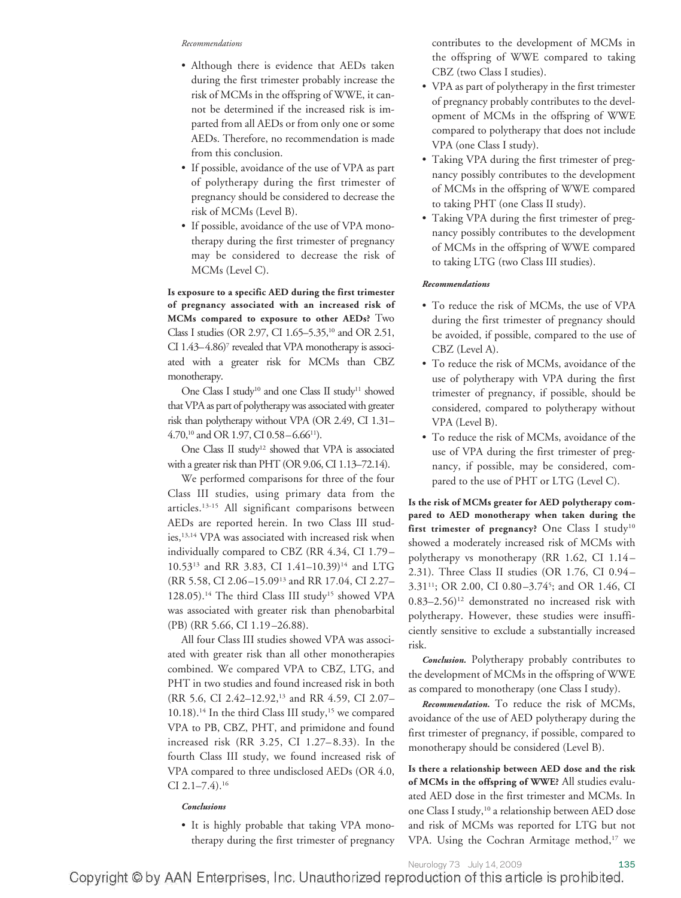*Recommendations*

- Although there is evidence that AEDs taken during the first trimester probably increase the risk of MCMs in the offspring of WWE, it cannot be determined if the increased risk is imparted from all AEDs or from only one or some AEDs. Therefore, no recommendation is made from this conclusion.
- If possible, avoidance of the use of VPA as part of polytherapy during the first trimester of pregnancy should be considered to decrease the risk of MCMs (Level B).
- If possible, avoidance of the use of VPA monotherapy during the first trimester of pregnancy may be considered to decrease the risk of MCMs (Level C).

**Is exposure to a specific AED during the first trimester of pregnancy associated with an increased risk of MCMs compared to exposure to other AEDs?** Two Class I studies (OR 2.97, CI 1.65–5.35,[10] and OR 2.51, CI 1.43–4.86)[7] revealed that VPA monotherapy is associated with a greater risk for MCMs than CBZ monotherapy.

One Class I study[10] and one Class II study[11] showed that VPA as part of polytherapy was associated with greater risk than polytherapy without VPA (OR 2.49, CI 1.31–4.70,[10] and OR 1.97, CI 0.58–6.66[11]).

One Class II study[12] showed that VPA is associated with a greater risk than PHT (OR 9.06, CI 1.13–72.14).

We performed comparisons for three of the four Class III studies, using primary data from the articles.[13-15] All significant comparisons between AEDs are reported herein. In two Class III studies,[13,14] VPA was associated with increased risk when individually compared to CBZ (RR 4.34, CI 1.79–10.53[13] and RR 3.83, CI 1.41–10.39)[14] and LTG (RR 5.58, CI 2.06–15.09[13] and RR 17.04, CI 2.27–128.05).[14] The third Class III study[15] showed VPA was associated with greater risk than phenobarbital (PB) (RR 5.66, CI 1.19–26.88).

All four Class III studies showed VPA was associated with greater risk than all other monotherapies combined. We compared VPA to CBZ, LTG, and PHT in two studies and found increased risk in both (RR 5.6, CI 2.42–12.92,[13] and RR 4.59, CI 2.07–10.18).[14] In the third Class III study,[15] we compared VPA to PB, CBZ, PHT, and primidone and found increased risk (RR 3.25, CI 1.27–8.33). In the fourth Class III study, we found increased risk of VPA compared to three undisclosed AEDs (OR 4.0, CI 2.1–7.4).[16]

*Conclusions*

- It is highly probable that taking VPA monotherapy during the first trimester of pregnancy contributes to the development of MCMs in the offspring of WWE compared to taking CBZ (two Class I studies).
- VPA as part of polytherapy in the first trimester of pregnancy probably contributes to the development of MCMs in the offspring of WWE compared to polytherapy that does not include VPA (one Class I study).
- Taking VPA during the first trimester of pregnancy possibly contributes to the development of MCMs in the offspring of WWE compared to taking PHT (one Class II study).
- Taking VPA during the first trimester of pregnancy possibly contributes to the development of MCMs in the offspring of WWE compared to taking LTG (two Class III studies).

***Recommendations***

- To reduce the risk of MCMs, the use of VPA during the first trimester of pregnancy should be avoided, if possible, compared to the use of CBZ (Level A).
- To reduce the risk of MCMs, avoidance of the use of polytherapy with VPA during the first trimester of pregnancy, if possible, should be considered, compared to polytherapy without VPA (Level B).
- To reduce the risk of MCMs, avoidance of the use of VPA during the first trimester of pregnancy, if possible, may be considered, compared to the use of PHT or LTG (Level C).

**Is the risk of MCMs greater for AED polytherapy compared to AED monotherapy when taken during the first trimester of pregnancy?** One Class I study[10] showed a moderately increased risk of MCMs with polytherapy vs monotherapy (RR 1.62, CI 1.14–2.31). Three Class II studies (OR 1.76, CI 0.94–3.31[11]; OR 2.00, CI 0.80–3.74[5]; and OR 1.46, CI 0.83–2.56)[12] demonstrated no increased risk with polytherapy. However, these studies were insufficiently sensitive to exclude a substantially increased risk.

***Conclusion.*** Polytherapy probably contributes to the development of MCMs in the offspring of WWE as compared to monotherapy (one Class I study).

***Recommendation.*** To reduce the risk of MCMs, avoidance of the use of AED polytherapy during the first trimester of pregnancy, if possible, compared to monotherapy should be considered (Level B).

**Is there a relationship between AED dose and the risk of MCMs in the offspring of WWE?** All studies evaluated AED dose in the first trimester and MCMs. In one Class I study,[10] a relationship between AED dose and risk of MCMs was reported for LTG but not VPA. Using the Cochran Armitage method,[17] we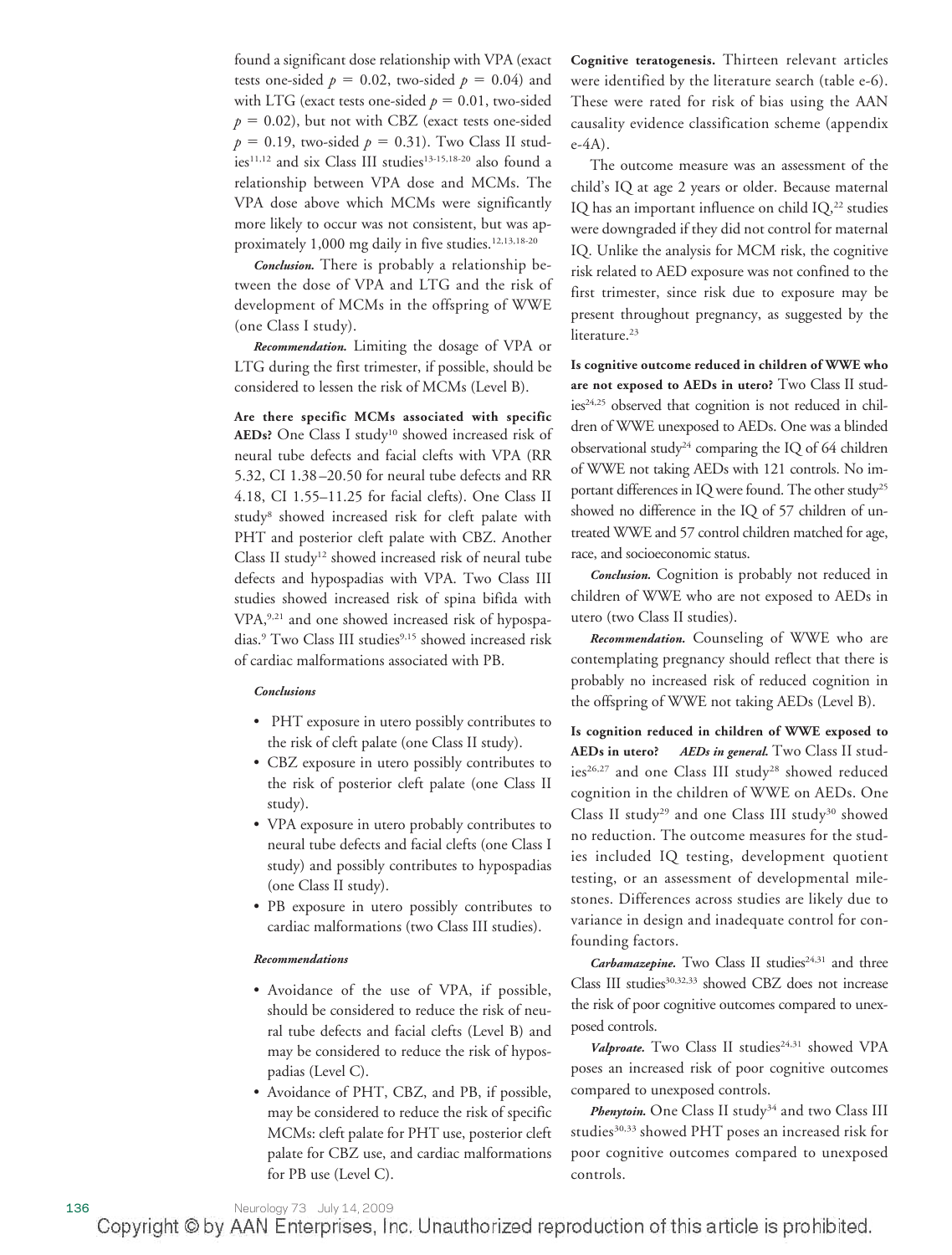found a significant dose relationship with VPA (exact tests one-sided $p = 0.02$, two-sided $p = 0.04$) and with LTG (exact tests one-sided $p = 0.01$, two-sided $p = 0.02$), but not with CBZ (exact tests one-sided $p = 0.19$, two-sided $p = 0.31$). Two Class II studies[11,12] and six Class III studies[13-15,18-20] also found a relationship between VPA dose and MCMs. The VPA dose above which MCMs were significantly more likely to occur was not consistent, but was approximately 1,000 mg daily in five studies.[12,13,18-20]

***Conclusion.*** There is probably a relationship between the dose of VPA and LTG and the risk of development of MCMs in the offspring of WWE (one Class I study).

***Recommendation.*** Limiting the dosage of VPA or LTG during the first trimester, if possible, should be considered to lessen the risk of MCMs (Level B).

**Are there specific MCMs associated with specific AEDs?** One Class I study[10] showed increased risk of neural tube defects and facial clefts with VPA (RR 5.32, CI 1.38–20.50 for neural tube defects and RR 4.18, CI 1.55–11.25 for facial clefts). One Class II study[8] showed increased risk for cleft palate with PHT and posterior cleft palate with CBZ. Another Class II study[12] showed increased risk of neural tube defects and hypospadias with VPA. Two Class III studies showed increased risk of spina bifida with VPA,[9,21] and one showed increased risk of hypospadias.[9] Two Class III studies[9,15] showed increased risk of cardiac malformations associated with PB.

***Conclusions***

- PHT exposure in utero possibly contributes to the risk of cleft palate (one Class II study).
- CBZ exposure in utero possibly contributes to the risk of posterior cleft palate (one Class II study).
- VPA exposure in utero probably contributes to neural tube defects and facial clefts (one Class I study) and possibly contributes to hypospadias (one Class II study).
- PB exposure in utero possibly contributes to cardiac malformations (two Class III studies).

***Recommendations***

- Avoidance of the use of VPA, if possible, should be considered to reduce the risk of neural tube defects and facial clefts (Level B) and may be considered to reduce the risk of hypospadias (Level C).
- Avoidance of PHT, CBZ, and PB, if possible, may be considered to reduce the risk of specific MCMs: cleft palate for PHT use, posterior cleft palate for CBZ use, and cardiac malformations for PB use (Level C).

**Cognitive teratogenesis.** Thirteen relevant articles were identified by the literature search (table e-6). These were rated for risk of bias using the AAN causality evidence classification scheme (appendix e-4A).

The outcome measure was an assessment of the child's IQ at age 2 years or older. Because maternal IQ has an important influence on child IQ,[22] studies were downgraded if they did not control for maternal IQ. Unlike the analysis for MCM risk, the cognitive risk related to AED exposure was not confined to the first trimester, since risk due to exposure may be present throughout pregnancy, as suggested by the literature.[23]

**Is cognitive outcome reduced in children of WWE who are not exposed to AEDs in utero?** Two Class II studies[24,25] observed that cognition is not reduced in children of WWE unexposed to AEDs. One was a blinded observational study[24] comparing the IQ of 64 children of WWE not taking AEDs with 121 controls. No important differences in IQ were found. The other study[25] showed no difference in the IQ of 57 children of untreated WWE and 57 control children matched for age, race, and socioeconomic status.

***Conclusion.*** Cognition is probably not reduced in children of WWE who are not exposed to AEDs in utero (two Class II studies).

***Recommendation.*** Counseling of WWE who are contemplating pregnancy should reflect that there is probably no increased risk of reduced cognition in the offspring of WWE not taking AEDs (Level B).

**Is cognition reduced in children of WWE exposed to AEDs in utero?** ***AEDs in general.*** Two Class II studies[26,27] and one Class III study[28] showed reduced cognition in the children of WWE on AEDs. One Class II study[29] and one Class III study[30] showed no reduction. The outcome measures for the studies included IQ testing, development quotient testing, or an assessment of developmental milestones. Differences across studies are likely due to variance in design and inadequate control for confounding factors.

***Carbamazepine.*** Two Class II studies[24,31] and three Class III studies[30,32,33] showed CBZ does not increase the risk of poor cognitive outcomes compared to unexposed controls.

***Valproate.*** Two Class II studies[24,31] showed VPA poses an increased risk of poor cognitive outcomes compared to unexposed controls.

***Phenytoin.*** One Class II study[34] and two Class III studies[30,33] showed PHT poses an increased risk for poor cognitive outcomes compared to unexposed controls.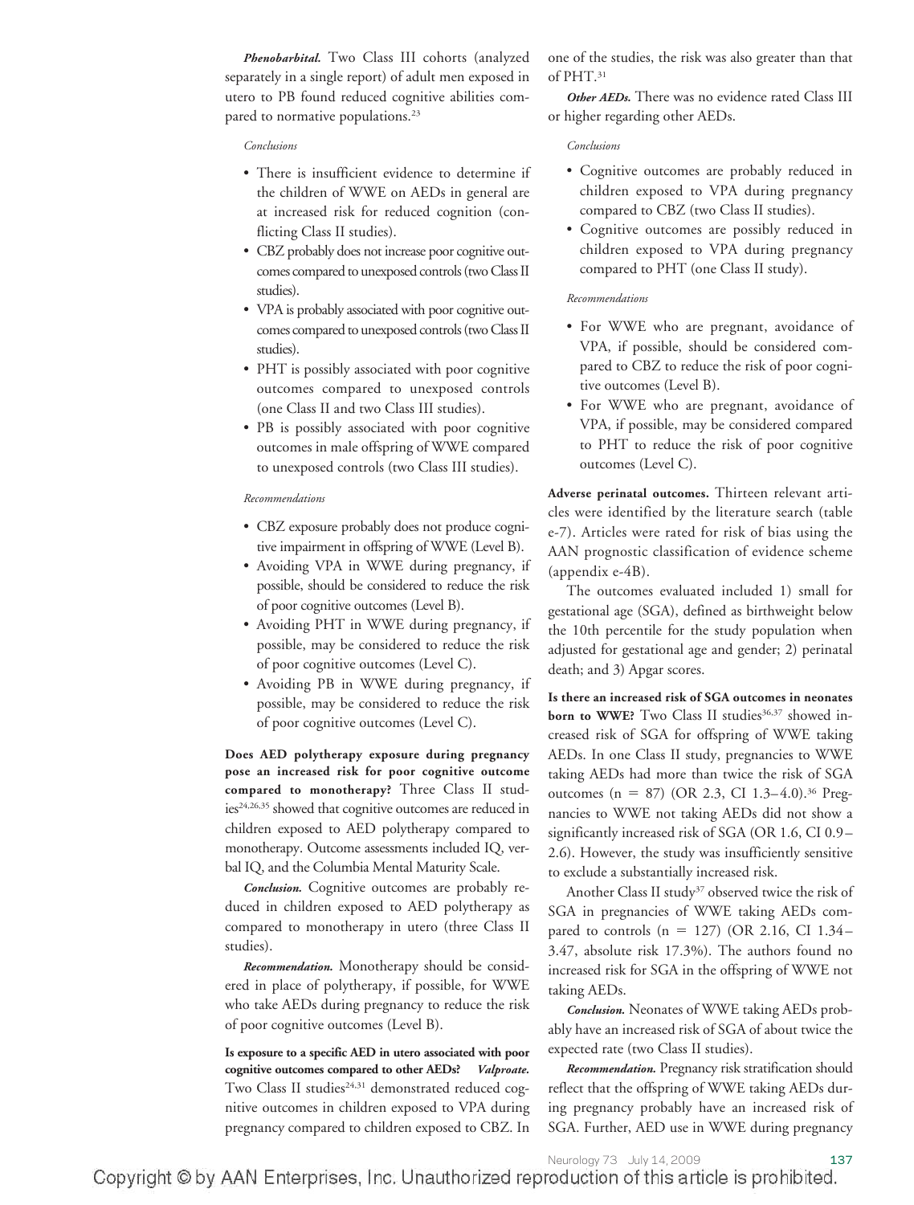***Phenobarbital.*** Two Class III cohorts (analyzed separately in a single report) of adult men exposed in utero to PB found reduced cognitive abilities compared to normative populations.[23]

*Conclusions*

- There is insufficient evidence to determine if the children of WWE on AEDs in general are at increased risk for reduced cognition (conflicting Class II studies).
- CBZ probably does not increase poor cognitive outcomes compared to unexposed controls (two Class II studies).
- VPA is probably associated with poor cognitive outcomes compared to unexposed controls (two Class II studies).
- PHT is possibly associated with poor cognitive outcomes compared to unexposed controls (one Class II and two Class III studies).
- PB is possibly associated with poor cognitive outcomes in male offspring of WWE compared to unexposed controls (two Class III studies).

*Recommendations*

- CBZ exposure probably does not produce cognitive impairment in offspring of WWE (Level B).
- Avoiding VPA in WWE during pregnancy, if possible, should be considered to reduce the risk of poor cognitive outcomes (Level B).
- Avoiding PHT in WWE during pregnancy, if possible, may be considered to reduce the risk of poor cognitive outcomes (Level C).
- Avoiding PB in WWE during pregnancy, if possible, may be considered to reduce the risk of poor cognitive outcomes (Level C).

**Does AED polytherapy exposure during pregnancy pose an increased risk for poor cognitive outcome compared to monotherapy?** Three Class II studies[24,26,35] showed that cognitive outcomes are reduced in children exposed to AED polytherapy compared to monotherapy. Outcome assessments included IQ, verbal IQ, and the Columbia Mental Maturity Scale.

***Conclusion.*** Cognitive outcomes are probably reduced in children exposed to AED polytherapy as compared to monotherapy in utero (three Class II studies).

***Recommendation.*** Monotherapy should be considered in place of polytherapy, if possible, for WWE who take AEDs during pregnancy to reduce the risk of poor cognitive outcomes (Level B).

**Is exposure to a specific AED in utero associated with poor cognitive outcomes compared to other AEDs?** ***Valproate.*** Two Class II studies[24,31] demonstrated reduced cognitive outcomes in children exposed to VPA during pregnancy compared to children exposed to CBZ. In one of the studies, the risk was also greater than that of PHT.[31]

***Other AEDs.*** There was no evidence rated Class III or higher regarding other AEDs.

*Conclusions*

- Cognitive outcomes are probably reduced in children exposed to VPA during pregnancy compared to CBZ (two Class II studies).
- Cognitive outcomes are possibly reduced in children exposed to VPA during pregnancy compared to PHT (one Class II study).

*Recommendations*

- For WWE who are pregnant, avoidance of VPA, if possible, should be considered compared to CBZ to reduce the risk of poor cognitive outcomes (Level B).
- For WWE who are pregnant, avoidance of VPA, if possible, may be considered compared to PHT to reduce the risk of poor cognitive outcomes (Level C).

**Adverse perinatal outcomes.** Thirteen relevant articles were identified by the literature search (table e-7). Articles were rated for risk of bias using the AAN prognostic classification of evidence scheme (appendix e-4B).

The outcomes evaluated included 1) small for gestational age (SGA), defined as birthweight below the 10th percentile for the study population when adjusted for gestational age and gender; 2) perinatal death; and 3) Apgar scores.

**Is there an increased risk of SGA outcomes in neonates born to WWE?** Two Class II studies[36,37] showed increased risk of SGA for offspring of WWE taking AEDs. In one Class II study, pregnancies to WWE taking AEDs had more than twice the risk of SGA outcomes (n = 87) (OR 2.3, CI 1.3–4.0).[36] Pregnancies to WWE not taking AEDs did not show a significantly increased risk of SGA (OR 1.6, CI 0.9–2.6). However, the study was insufficiently sensitive to exclude a substantially increased risk.

Another Class II study[37] observed twice the risk of SGA in pregnancies of WWE taking AEDs compared to controls (n = 127) (OR 2.16, CI 1.34–3.47, absolute risk 17.3%). The authors found no increased risk for SGA in the offspring of WWE not taking AEDs.

***Conclusion.*** Neonates of WWE taking AEDs probably have an increased risk of SGA of about twice the expected rate (two Class II studies).

***Recommendation.*** Pregnancy risk stratification should reflect that the offspring of WWE taking AEDs during pregnancy probably have an increased risk of SGA. Further, AED use in WWE during pregnancy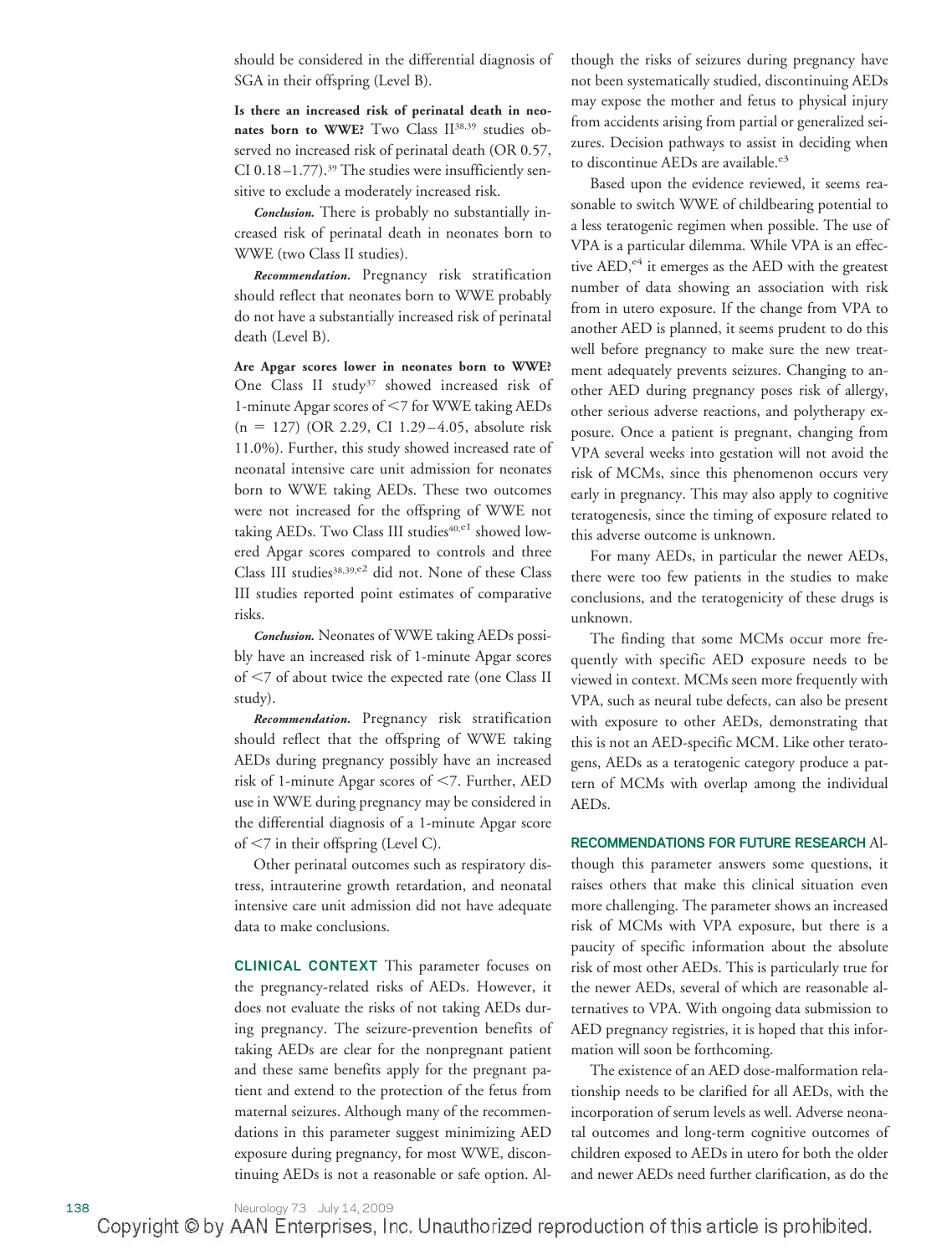should be considered in the differential diagnosis of SGA in their offspring (Level B).

**Is there an increased risk of perinatal death in neonates born to WWE?** Two Class II[38,39] studies observed no increased risk of perinatal death (OR 0.57, CI 0.18–1.77).[39] The studies were insufficiently sensitive to exclude a moderately increased risk.

***Conclusion.*** There is probably no substantially increased risk of perinatal death in neonates born to WWE (two Class II studies).

***Recommendation.*** Pregnancy risk stratification should reflect that neonates born to WWE probably do not have a substantially increased risk of perinatal death (Level B).

**Are Apgar scores lower in neonates born to WWE?** One Class II study[37] showed increased risk of 1-minute Apgar scores of <7 for WWE taking AEDs (n = 127) (OR 2.29, CI 1.29–4.05, absolute risk 11.0%). Further, this study showed increased rate of neonatal intensive care unit admission for neonates born to WWE taking AEDs. These two outcomes were not increased for the offspring of WWE not taking AEDs. Two Class III studies[40,e1] showed lowered Apgar scores compared to controls and three Class III studies[38,39,e2] did not. None of these Class III studies reported point estimates of comparative risks.

***Conclusion.*** Neonates of WWE taking AEDs possibly have an increased risk of 1-minute Apgar scores of <7 of about twice the expected rate (one Class II study).

***Recommendation.*** Pregnancy risk stratification should reflect that the offspring of WWE taking AEDs during pregnancy possibly have an increased risk of 1-minute Apgar scores of <7. Further, AED use in WWE during pregnancy may be considered in the differential diagnosis of a 1-minute Apgar score of <7 in their offspring (Level C).

Other perinatal outcomes such as respiratory distress, intrauterine growth retardation, and neonatal intensive care unit admission did not have adequate data to make conclusions.

**CLINICAL CONTEXT** This parameter focuses on the pregnancy-related risks of AEDs. However, it does not evaluate the risks of not taking AEDs during pregnancy. The seizure-prevention benefits of taking AEDs are clear for the nonpregnant patient and these same benefits apply for the pregnant patient and extend to the protection of the fetus from maternal seizures. Although many of the recommendations in this parameter suggest minimizing AED exposure during pregnancy, for most WWE, discontinuing AEDs is not a reasonable or safe option. Although the risks of seizures during pregnancy have not been systematically studied, discontinuing AEDs may expose the mother and fetus to physical injury from accidents arising from partial or generalized seizures. Decision pathways to assist in deciding when to discontinue AEDs are available.[e3]

Based upon the evidence reviewed, it seems reasonable to switch WWE of childbearing potential to a less teratogenic regimen when possible. The use of VPA is a particular dilemma. While VPA is an effective AED,[e4] it emerges as the AED with the greatest number of data showing an association with risk from in utero exposure. If the change from VPA to another AED is planned, it seems prudent to do this well before pregnancy to make sure the new treatment adequately prevents seizures. Changing to another AED during pregnancy poses risk of allergy, other serious adverse reactions, and polytherapy exposure. Once a patient is pregnant, changing from VPA several weeks into gestation will not avoid the risk of MCMs, since this phenomenon occurs very early in pregnancy. This may also apply to cognitive teratogenesis, since the timing of exposure related to this adverse outcome is unknown.

For many AEDs, in particular the newer AEDs, there were too few patients in the studies to make conclusions, and the teratogenicity of these drugs is unknown.

The finding that some MCMs occur more frequently with specific AED exposure needs to be viewed in context. MCMs seen more frequently with VPA, such as neural tube defects, can also be present with exposure to other AEDs, demonstrating that this is not an AED-specific MCM. Like other teratogens, AEDs as a teratogenic category produce a pattern of MCMs with overlap among the individual AEDs.

**RECOMMENDATIONS FOR FUTURE RESEARCH** Although this parameter answers some questions, it raises others that make this clinical situation even more challenging. The parameter shows an increased risk of MCMs with VPA exposure, but there is a paucity of specific information about the absolute risk of most other AEDs. This is particularly true for the newer AEDs, several of which are reasonable alternatives to VPA. With ongoing data submission to AED pregnancy registries, it is hoped that this information will soon be forthcoming.

The existence of an AED dose-malformation relationship needs to be clarified for all AEDs, with the incorporation of serum levels as well. Adverse neonatal outcomes and long-term cognitive outcomes of children exposed to AEDs in utero for both the older and newer AEDs need further clarification, as do the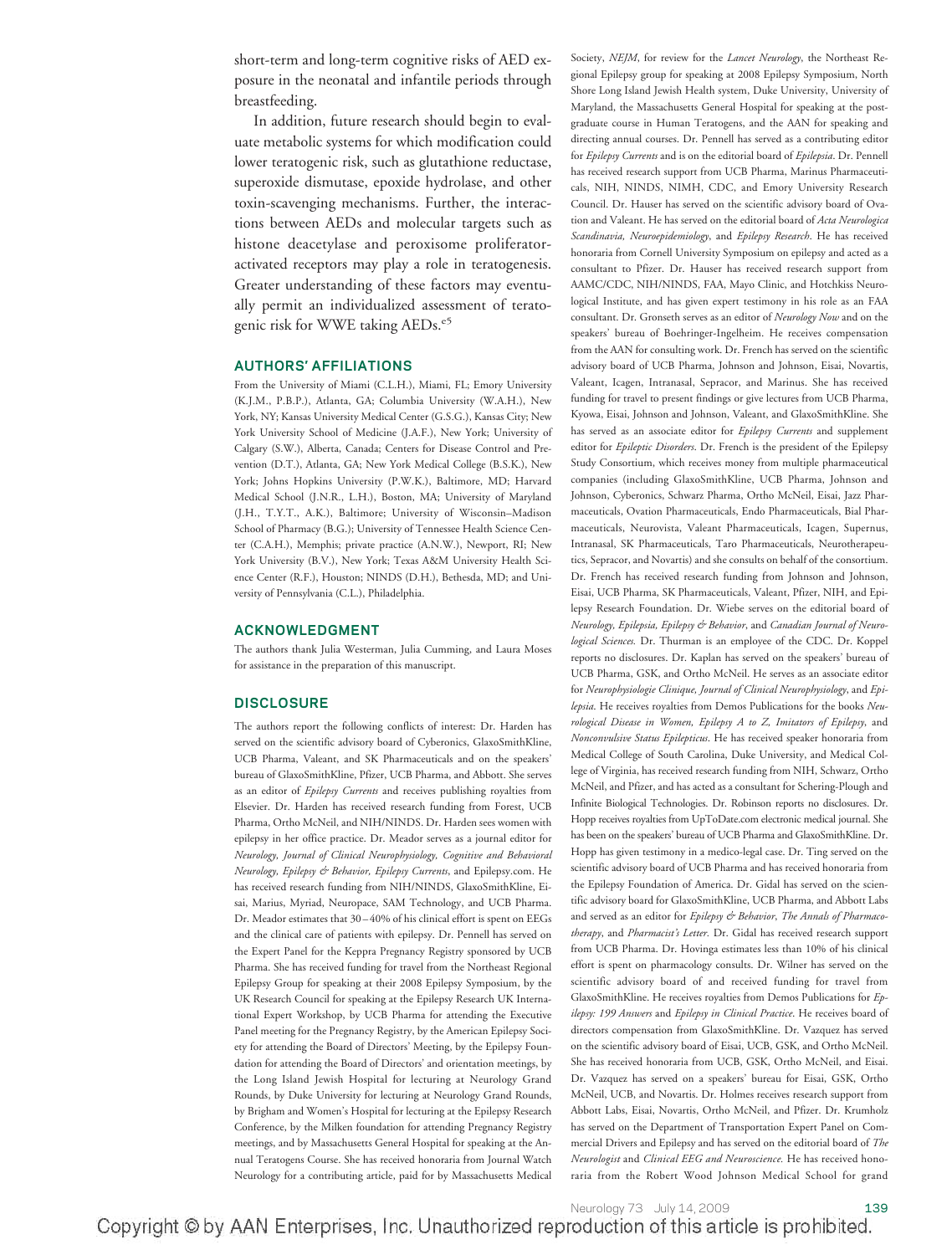short-term and long-term cognitive risks of AED exposure in the neonatal and infantile periods through breastfeeding.

In addition, future research should begin to evaluate metabolic systems for which modification could lower teratogenic risk, such as glutathione reductase, superoxide dismutase, epoxide hydrolase, and other toxin-scavenging mechanisms. Further, the interactions between AEDs and molecular targets such as histone deacetylase and peroxisome proliferator-activated receptors may play a role in teratogenesis. Greater understanding of these factors may eventually permit an individualized assessment of teratogenic risk for WWE taking AEDs.[e5]

## AUTHORS' AFFILIATIONS

From the University of Miami (C.L.H.), Miami, FL; Emory University (K.J.M., P.B.P.), Atlanta, GA; Columbia University (W.A.H.), New York, NY; Kansas University Medical Center (G.S.G.), Kansas City; New York University School of Medicine (J.A.F.), New York; University of Calgary (S.W.), Alberta, Canada; Centers for Disease Control and Prevention (D.T.), Atlanta, GA; New York Medical College (B.S.K.), New York; Johns Hopkins University (P.W.K.), Baltimore, MD; Harvard Medical School (J.N.R., L.H.), Boston, MA; University of Maryland (J.H., T.Y.T., A.K.), Baltimore; University of Wisconsin–Madison School of Pharmacy (B.G.); University of Tennessee Health Science Center (C.A.H.), Memphis; private practice (A.N.W.), Newport, RI; New York University (B.V.), New York; Texas A&M University Health Science Center (R.F.), Houston; NINDS (D.H.), Bethesda, MD; and University of Pennsylvania (C.L.), Philadelphia.

## ACKNOWLEDGMENT

The authors thank Julia Westerman, Julia Cumming, and Laura Moses for assistance in the preparation of this manuscript.

## DISCLOSURE

The authors report the following conflicts of interest: Dr. Harden has served on the scientific advisory board of Cyberonics, GlaxoSmithKline, UCB Pharma, Valeant, and SK Pharmaceuticals and on the speakers' bureau of GlaxoSmithKline, Pfizer, UCB Pharma, and Abbott. She serves as an editor of *Epilepsy Currents* and receives publishing royalties from Elsevier. Dr. Harden has received research funding from Forest, UCB Pharma, Ortho McNeil, and NIH/NINDS. Dr. Harden sees women with epilepsy in her office practice. Dr. Meador serves as a journal editor for *Neurology, Journal of Clinical Neurophysiology, Cognitive and Behavioral Neurology, Epilepsy & Behavior, Epilepsy Currents*, and Epilepsy.com. He has received research funding from NIH/NINDS, GlaxoSmithKline, Eisai, Marius, Myriad, Neuropace, SAM Technology, and UCB Pharma. Dr. Meador estimates that 30–40% of his clinical effort is spent on EEGs and the clinical care of patients with epilepsy. Dr. Pennell has served on the Expert Panel for the Keppra Pregnancy Registry sponsored by UCB Pharma. She has received funding for travel from the Northeast Regional Epilepsy Group for speaking at their 2008 Epilepsy Symposium, by the UK Research Council for speaking at the Epilepsy Research UK International Expert Workshop, by UCB Pharma for attending the Executive Panel meeting for the Pregnancy Registry, by the American Epilepsy Society for attending the Board of Directors' Meeting, by the Epilepsy Foundation for attending the Board of Directors' and orientation meetings, by the Long Island Jewish Hospital for lecturing at Neurology Grand Rounds, by Duke University for lecturing at Neurology Grand Rounds, by Brigham and Women's Hospital for lecturing at the Epilepsy Research Conference, by the Milken foundation for attending Pregnancy Registry meetings, and by Massachusetts General Hospital for speaking at the Annual Teratogens Course. She has received honoraria from Journal Watch Neurology for a contributing article, paid for by Massachusetts Medical Society, *NEJM*, for review for the *Lancet Neurology*, the Northeast Regional Epilepsy group for speaking at 2008 Epilepsy Symposium, North Shore Long Island Jewish Health system, Duke University, University of Maryland, the Massachusetts General Hospital for speaking at the postgraduate course in Human Teratogens, and the AAN for speaking and directing annual courses. Dr. Pennell has served as a contributing editor for *Epilepsy Currents* and is on the editorial board of *Epilepsia*. Dr. Pennell has received research support from UCB Pharma, Marinus Pharmaceuticals, NIH, NINDS, NIMH, CDC, and Emory University Research Council. Dr. Hauser has served on the scientific advisory board of Ovation and Valeant. He has served on the editorial board of *Acta Neurologica Scandinavia, Neuroepidemiology*, and *Epilepsy Research*. He has received honoraria from Cornell University Symposium on epilepsy and acted as a consultant to Pfizer. Dr. Hauser has received research support from AAMC/CDC, NIH/NINDS, FAA, Mayo Clinic, and Hotchkiss Neurological Institute, and has given expert testimony in his role as an FAA consultant. Dr. Gronseth serves as an editor of *Neurology Now* and on the speakers' bureau of Boehringer-Ingelheim. He receives compensation from the AAN for consulting work. Dr. French has served on the scientific advisory board of UCB Pharma, Johnson and Johnson, Eisai, Novartis, Valeant, Icagen, Intranasal, Sepracor, and Marinus. She has received funding for travel to present findings or give lectures from UCB Pharma, Kyowa, Eisai, Johnson and Johnson, Valeant, and GlaxoSmithKline. She has served as an associate editor for *Epilepsy Currents* and supplement editor for *Epileptic Disorders*. Dr. French is the president of the Epilepsy Study Consortium, which receives money from multiple pharmaceutical companies (including GlaxoSmithKline, UCB Pharma, Johnson and Johnson, Cyberonics, Schwarz Pharma, Ortho McNeil, Eisai, Jazz Pharmaceuticals, Ovation Pharmaceuticals, Endo Pharmaceuticals, Bial Pharmaceuticals, Neurovista, Valeant Pharmaceuticals, Icagen, Supernus, Intranasal, SK Pharmaceuticals, Taro Pharmaceuticals, Neurotherapeutics, Sepracor, and Novartis) and she consults on behalf of the consortium. Dr. French has received research funding from Johnson and Johnson, Eisai, UCB Pharma, SK Pharmaceuticals, Valeant, Pfizer, NIH, and Epilepsy Research Foundation. Dr. Wiebe serves on the editorial board of *Neurology, Epilepsia, Epilepsy & Behavior*, and *Canadian Journal of Neurological Sciences*. Dr. Thurman is an employee of the CDC. Dr. Koppel reports no disclosures. Dr. Kaplan has served on the speakers' bureau of UCB Pharma, GSK, and Ortho McNeil. He serves as an associate editor for *Neurophysiologie Clinique, Journal of Clinical Neurophysiology*, and *Epilepsia*. He receives royalties from Demos Publications for the books *Neurological Disease in Women, Epilepsy A to Z, Imitators of Epilepsy*, and *Nonconvulsive Status Epilepticus*. He has received speaker honoraria from Medical College of South Carolina, Duke University, and Medical College of Virginia, has received research funding from NIH, Schwarz, Ortho McNeil, and Pfizer, and has acted as a consultant for Schering-Plough and Infinite Biological Technologies. Dr. Robinson reports no disclosures. Dr. Hopp receives royalties from UpToDate.com electronic medical journal. She has been on the speakers' bureau of UCB Pharma and GlaxoSmithKline. Dr. Hopp has given testimony in a medico-legal case. Dr. Ting served on the scientific advisory board of UCB Pharma and has received honoraria from the Epilepsy Foundation of America. Dr. Gidal has served on the scientific advisory board for GlaxoSmithKline, UCB Pharma, and Abbott Labs and served as an editor for *Epilepsy & Behavior, The Annals of Pharmacotherapy*, and *Pharmacist's Letter*. Dr. Gidal has received research support from UCB Pharma. Dr. Hovinga estimates less than 10% of his clinical effort is spent on pharmacology consults. Dr. Wilner has served on the scientific advisory board of and received funding for travel from GlaxoSmithKline. He receives royalties from Demos Publications for *Epilepsy: 199 Answers* and *Epilepsy in Clinical Practice*. He receives board of directors compensation from GlaxoSmithKline. Dr. Vazquez has served on the scientific advisory board of Eisai, UCB, GSK, and Ortho McNeil. She has received honoraria from UCB, GSK, Ortho McNeil, and Eisai. Dr. Vazquez has served on a speakers' bureau for Eisai, GSK, Ortho McNeil, UCB, and Novartis. Dr. Holmes receives research support from Abbott Labs, Eisai, Novartis, Ortho McNeil, and Pfizer. Dr. Krumholz has served on the Department of Transportation Expert Panel on Commercial Drivers and Epilepsy and has served on the editorial board of *The Neurologist* and *Clinical EEG and Neuroscience.* He has received honoraria from the Robert Wood Johnson Medical School for grand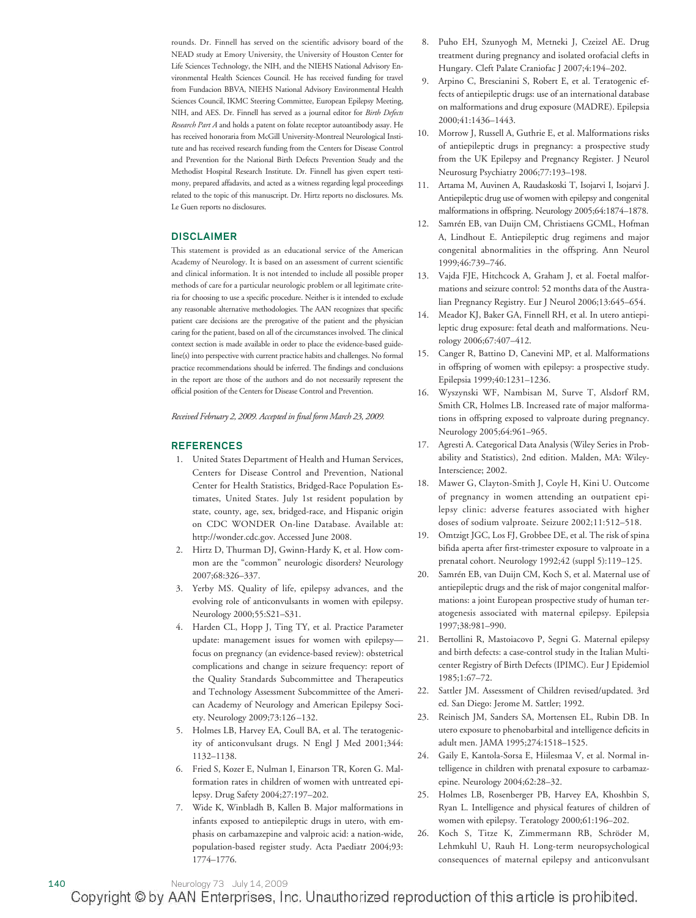rounds. Dr. Finnell has served on the scientific advisory board of the NEAD study at Emory University, the University of Houston Center for Life Sciences Technology, the NIH, and the NIEHS National Advisory Environmental Health Sciences Council. He has received funding for travel from Fundacion BBVA, NIEHS National Advisory Environmental Health Sciences Council, IKMC Steering Committee, European Epilepsy Meeting, NIH, and AES. Dr. Finnell has served as a journal editor for *Birth Defects Research Part A* and holds a patent on folate receptor autoantibody assay. He has received honoraria from McGill University-Montreal Neurological Institute and has received research funding from the Centers for Disease Control and Prevention for the National Birth Defects Prevention Study and the Methodist Hospital Research Institute. Dr. Finnell has given expert testimony, prepared affadavits, and acted as a witness regarding legal proceedings related to the topic of this manuscript. Dr. Hirtz reports no disclosures. Ms. Le Guen reports no disclosures.

## DISCLAIMER

This statement is provided as an educational service of the American Academy of Neurology. It is based on an assessment of current scientific and clinical information. It is not intended to include all possible proper methods of care for a particular neurologic problem or all legitimate criteria for choosing to use a specific procedure. Neither is it intended to exclude any reasonable alternative methodologies. The AAN recognizes that specific patient care decisions are the prerogative of the patient and the physician caring for the patient, based on all of the circumstances involved. The clinical context section is made available in order to place the evidence-based guideline(s) into perspective with current practice habits and challenges. No formal practice recommendations should be inferred. The findings and conclusions in the report are those of the authors and do not necessarily represent the official position of the Centers for Disease Control and Prevention.

*Received February 2, 2009. Accepted in final form March 23, 2009.*

## REFERENCES

1. United States Department of Health and Human Services, Centers for Disease Control and Prevention, National Center for Health Statistics, Bridged-Race Population Estimates, United States. July 1st resident population by state, county, age, sex, bridged-race, and Hispanic origin on CDC WONDER On-line Database. Available at: http://wonder.cdc.gov. Accessed June 2008.
2. Hirtz D, Thurman DJ, Gwinn-Hardy K, et al. How common are the "common" neurologic disorders? Neurology 2007;68:326–337.
3. Yerby MS. Quality of life, epilepsy advances, and the evolving role of anticonvulsants in women with epilepsy. Neurology 2000;55:S21–S31.
4. Harden CL, Hopp J, Ting TY, et al. Practice Parameter update: management issues for women with epilepsy—focus on pregnancy (an evidence-based review): obstetrical complications and change in seizure frequency: report of the Quality Standards Subcommittee and Therapeutics and Technology Assessment Subcommittee of the American Academy of Neurology and American Epilepsy Society. Neurology 2009;73:126–132.
5. Holmes LB, Harvey EA, Coull BA, et al. The teratogenicity of anticonvulsant drugs. N Engl J Med 2001;344: 1132–1138.
6. Fried S, Kozer E, Nulman I, Einarson TR, Koren G. Malformation rates in children of women with untreated epilepsy. Drug Safety 2004;27:197–202.
7. Wide K, Winbladh B, Kallen B. Major malformations in infants exposed to antiepileptic drugs in utero, with emphasis on carbamazepine and valproic acid: a nation-wide, population-based register study. Acta Paediatr 2004;93: 1774–1776.
8. Puho EH, Szunyogh M, Metneki J, Czeizel AE. Drug treatment during pregnancy and isolated orofacial clefts in Hungary. Cleft Palate Craniofac J 2007;4:194–202.
9. Arpino C, Brescianini S, Robert E, et al. Teratogenic effects of antiepileptic drugs: use of an international database on malformations and drug exposure (MADRE). Epilepsia 2000;41:1436–1443.
10. Morrow J, Russell A, Guthrie E, et al. Malformations risks of antiepileptic drugs in pregnancy: a prospective study from the UK Epilepsy and Pregnancy Register. J Neurol Neurosurg Psychiatry 2006;77:193–198.
11. Artama M, Auvinen A, Raudaskoski T, Isojarvi I, Isojarvi J. Antiepileptic drug use of women with epilepsy and congenital malformations in offspring. Neurology 2005;64:1874–1878.
12. Samrén EB, van Duijn CM, Christiaens GCML, Hofman A, Lindhout E. Antiepileptic drug regimens and major congenital abnormalities in the offspring. Ann Neurol 1999;46:739–746.
13. Vajda FJE, Hitchcock A, Graham J, et al. Foetal malformations and seizure control: 52 months data of the Australian Pregnancy Registry. Eur J Neurol 2006;13:645–654.
14. Meador KJ, Baker GA, Finnell RH, et al. In utero antiepileptic drug exposure: fetal death and malformations. Neurology 2006;67:407–412.
15. Canger R, Battino D, Canevini MP, et al. Malformations in offspring of women with epilepsy: a prospective study. Epilepsia 1999;40:1231–1236.
16. Wyszynski WF, Nambisan M, Surve T, Alsdorf RM, Smith CR, Holmes LB. Increased rate of major malformations in offspring exposed to valproate during pregnancy. Neurology 2005;64:961–965.
17. Agresti A. Categorical Data Analysis (Wiley Series in Probability and Statistics), 2nd edition. Malden, MA: Wiley-Interscience; 2002.
18. Mawer G, Clayton-Smith J, Coyle H, Kini U. Outcome of pregnancy in women attending an outpatient epilepsy clinic: adverse features associated with higher doses of sodium valproate. Seizure 2002;11:512–518.
19. Omtzigt JGC, Los FJ, Grobbee DE, et al. The risk of spina bifida aperta after first-trimester exposure to valproate in a prenatal cohort. Neurology 1992;42 (suppl 5):119–125.
20. Samrén EB, van Duijn CM, Koch S, et al. Maternal use of antiepileptic drugs and the risk of major congenital malformations: a joint European prospective study of human teratogenesis associated with maternal epilepsy. Epilepsia 1997;38:981–990.
21. Bertollini R, Mastoiacovo P, Segni G. Maternal epilepsy and birth defects: a case-control study in the Italian Multicenter Registry of Birth Defects (IPIMC). Eur J Epidemiol 1985;1:67–72.
22. Sattler JM. Assessment of Children revised/updated. 3rd ed. San Diego: Jerome M. Sattler; 1992.
23. Reinisch JM, Sanders SA, Mortensen EL, Rubin DB. In utero exposure to phenobarbital and intelligence deficits in adult men. JAMA 1995;274:1518–1525.
24. Gaily E, Kantola-Sorsa E, Hiilesmaa V, et al. Normal intelligence in children with prenatal exposure to carbamazepine. Neurology 2004;62:28–32.
25. Holmes LB, Rosenberger PB, Harvey EA, Khoshbin S, Ryan L. Intelligence and physical features of children of women with epilepsy. Teratology 2000;61:196–202.
26. Koch S, Titze K, Zimmermann RB, Schröder M, Lehmkuhl U, Rauh H. Long-term neuropsychological consequences of maternal epilepsy and anticonvulsant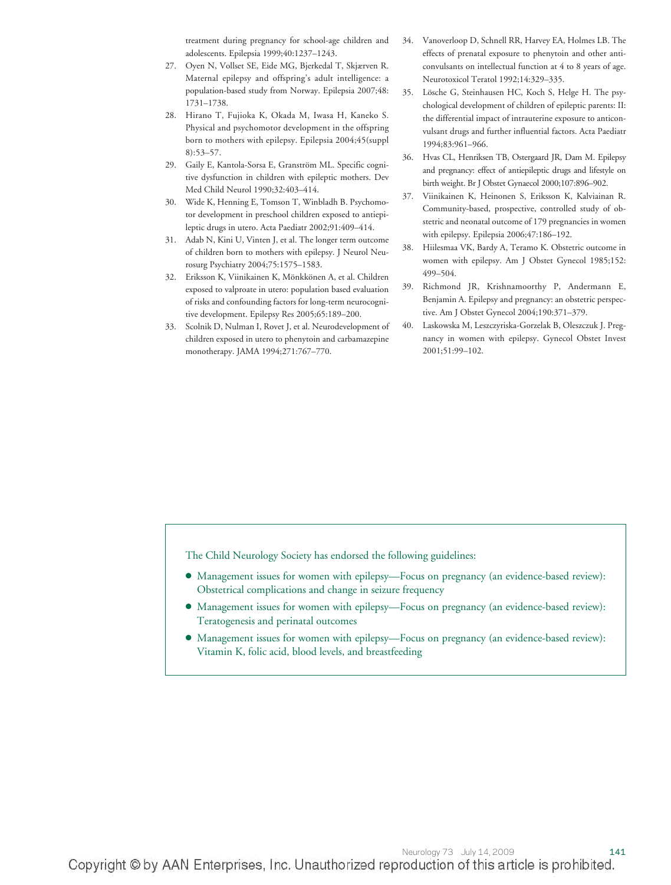treatment during pregnancy for school-age children and adolescents. Epilepsia 1999;40:1237–1243.

27. Oyen N, Vollset SE, Eide MG, Bjerkedal T, Skjærven R. Maternal epilepsy and offspring's adult intelligence: a population-based study from Norway. Epilepsia 2007;48: 1731–1738.
28. Hirano T, Fujioka K, Okada M, Iwasa H, Kaneko S. Physical and psychomotor development in the offspring born to mothers with epilepsy. Epilepsia 2004;45(suppl 8):53–57.
29. Gaily E, Kantola-Sorsa E, Granström ML. Specific cognitive dysfunction in children with epileptic mothers. Dev Med Child Neurol 1990;32:403–414.
30. Wide K, Henning E, Tomson T, Winbladh B. Psychomotor development in preschool children exposed to antiepileptic drugs in utero. Acta Paediatr 2002;91:409–414.
31. Adab N, Kini U, Vinten J, et al. The longer term outcome of children born to mothers with epilepsy. J Neurol Neurosurg Psychiatry 2004;75:1575–1583.
32. Eriksson K, Viinikainen K, Mönkkönen A, et al. Children exposed to valproate in utero: population based evaluation of risks and confounding factors for long-term neurocognitive development. Epilepsy Res 2005;65:189–200.
33. Scolnik D, Nulman I, Rovet J, et al. Neurodevelopment of children exposed in utero to phenytoin and carbamazepine monotherapy. JAMA 1994;271:767–770.
34. Vanoverloop D, Schnell RR, Harvey EA, Holmes LB. The effects of prenatal exposure to phenytoin and other anticonvulsants on intellectual function at 4 to 8 years of age. Neurotoxicol Teratol 1992;14:329–335.
35. Lösche G, Steinhausen HC, Koch S, Helge H. The psychological development of children of epileptic parents: II: the differential impact of intrauterine exposure to anticonvulsant drugs and further influential factors. Acta Paediatr 1994;83:961–966.
36. Hvas CL, Henriksen TB, Ostergaard JR, Dam M. Epilepsy and pregnancy: effect of antiepileptic drugs and lifestyle on birth weight. Br J Obstet Gynaecol 2000;107:896–902.
37. Viinikainen K, Heinonen S, Eriksson K, Kalviainan R. Community-based, prospective, controlled study of obstetric and neonatal outcome of 179 pregnancies in women with epilepsy. Epilepsia 2006;47:186–192.
38. Hiilesmaa VK, Bardy A, Teramo K. Obstetric outcome in women with epilepsy. Am J Obstet Gynecol 1985;152: 499–504.
39. Richmond JR, Krishnamoorthy P, Andermann E, Benjamin A. Epilepsy and pregnancy: an obstetric perspective. Am J Obstet Gynecol 2004;190:371–379.
40. Laskowska M, Leszczyriska-Gorzelak B, Oleszczuk J. Pregnancy in women with epilepsy. Gynecol Obstet Invest 2001;51:99–102.

The Child Neurology Society has endorsed the following guidelines:

- Management issues for women with epilepsy—Focus on pregnancy (an evidence-based review): Obstetrical complications and change in seizure frequency
- Management issues for women with epilepsy—Focus on pregnancy (an evidence-based review): Teratogenesis and perinatal outcomes
- Management issues for women with epilepsy—Focus on pregnancy (an evidence-based review): Vitamin K, folic acid, blood levels, and breastfeeding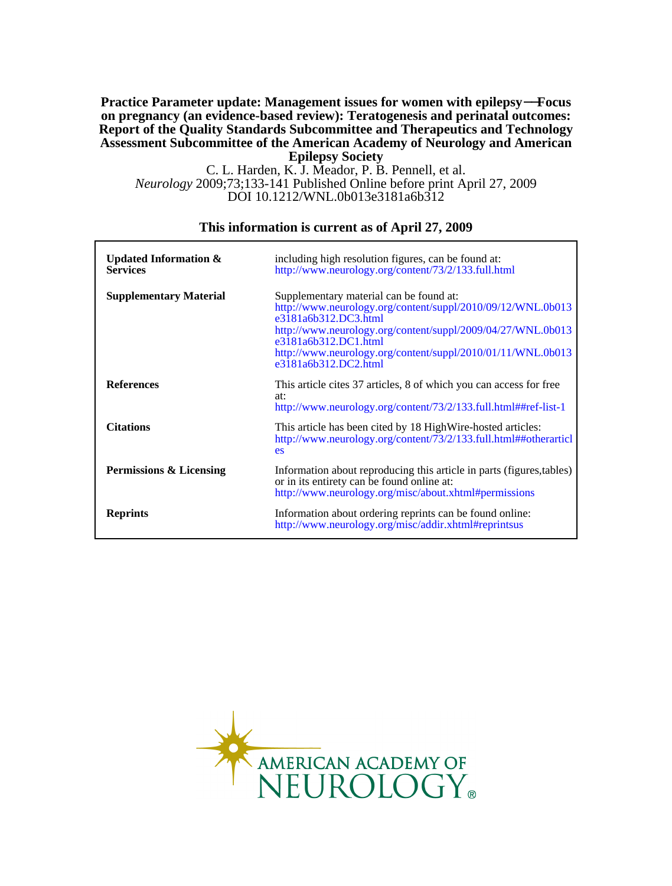**Practice Parameter update: Management issues for women with epilepsy—Focus on pregnancy (an evidence-based review): Teratogenesis and perinatal outcomes: Report of the Quality Standards Subcommittee and Therapeutics and Technology Assessment Subcommittee of the American Academy of Neurology and American Epilepsy Society**

C. L. Harden, K. J. Meador, P. B. Pennell, et al.

*Neurology* 2009;73;133-141 Published Online before print April 27, 2009

DOI 10.1212/WNL.0b013e3181a6b312

**This information is current as of April 27, 2009**

| | |
|---|---|
| **Updated Information & Services** | including high resolution figures, can be found at: http://www.neurology.org/content/73/2/133.full.html |
| **Supplementary Material** | Supplementary material can be found at: http://www.neurology.org/content/suppl/2010/09/12/WNL.0b013e3181a6b312.DC3.html http://www.neurology.org/content/suppl/2009/04/27/WNL.0b013e3181a6b312.DC1.html http://www.neurology.org/content/suppl/2010/01/11/WNL.0b013e3181a6b312.DC2.html |
| **References** | This article cites 37 articles, 8 of which you can access for free at: http://www.neurology.org/content/73/2/133.full.html##ref-list-1 |
| **Citations** | This article has been cited by 18 HighWire-hosted articles: http://www.neurology.org/content/73/2/133.full.html##otherarticles |
| **Permissions & Licensing** | Information about reproducing this article in parts (figures,tables) or in its entirety can be found online at: http://www.neurology.org/misc/about.xhtml#permissions |
| **Reprints** | Information about ordering reprints can be found online: http://www.neurology.org/misc/addir.xhtml#reprintsus |

AMERICAN ACADEMY OF NEUROLOGY®